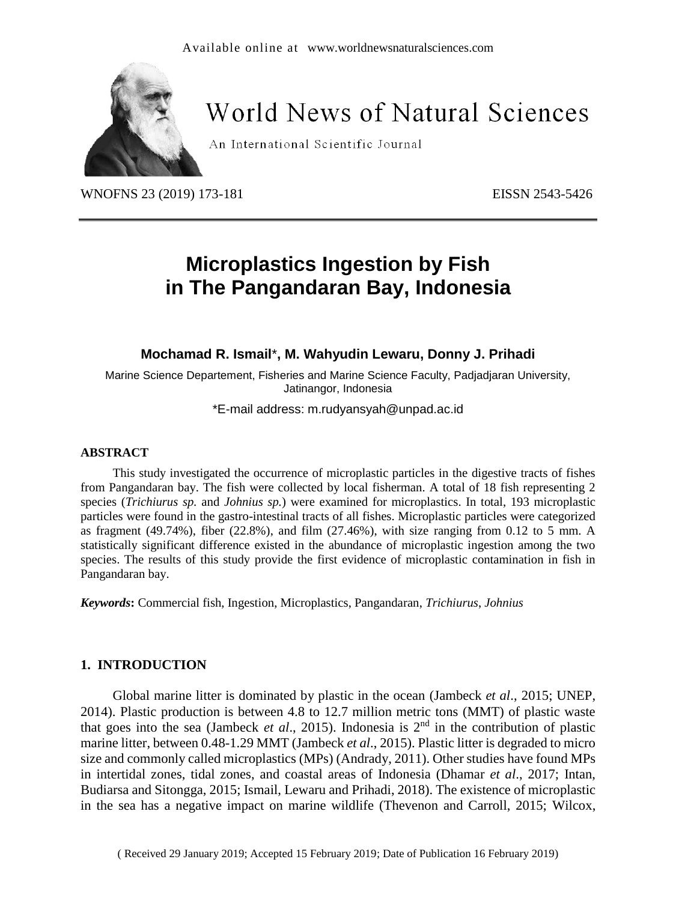# Microplastics Ingestion by Fish in The Pangandaran Bay, Indonesia

**Mochamad R. Ismail\*, M. Wahyudin Lewaru, Donny J. Prihadi**

Marine Science Departement, Fisheries and Marine Science Faculty, Padjadjaran University, Jatinangor, Indonesia

\*E-mail address: m.rudyansyah@unpad.ac.id

### ABSTRACT

This study investigated the occurrence of microplastic particles in the digestive tracts of fishes from Pangandaran bay. The fish were collected by local fisherman. A total of 18 fish representing 2 species (*Trichiurus sp.* and *Johnius sp.*) were examined for microplastics. In total, 193 microplastic particles were found in the gastro-intestinal tracts of all fishes. Microplastic particles were categorized as fragment (49.74%), fiber (22.8%), and film (27.46%), with size ranging from 0.12 to 5 mm. A statistically significant difference existed in the abundance of microplastic ingestion among the two species. The results of this study provide the first evidence of microplastic contamination in fish in Pangandaran bay.

***Keywords*:** Commercial fish, Ingestion, Microplastics, Pangandaran, *Trichiurus*, *Johnius*

## 1. INTRODUCTION

Global marine litter is dominated by plastic in the ocean (Jambeck *et al*., 2015; UNEP, 2014). Plastic production is between 4.8 to 12.7 million metric tons (MMT) of plastic waste that goes into the sea (Jambeck *et al*., 2015). Indonesia is 2nd in the contribution of plastic marine litter, between 0.48-1.29 MMT (Jambeck *et al*., 2015). Plastic litter is degraded to micro size and commonly called microplastics (MPs) (Andrady, 2011). Other studies have found MPs in intertidal zones, tidal zones, and coastal areas of Indonesia (Dhamar *et al*., 2017; Intan, Budiarsa and Sitongga, 2015; Ismail, Lewaru and Prihadi, 2018). The existence of microplastic in the sea has a negative impact on marine wildlife (Thevenon and Carroll, 2015; Wilcox,

( Received 29 January 2019; Accepted 15 February 2019; Date of Publication 16 February 2019)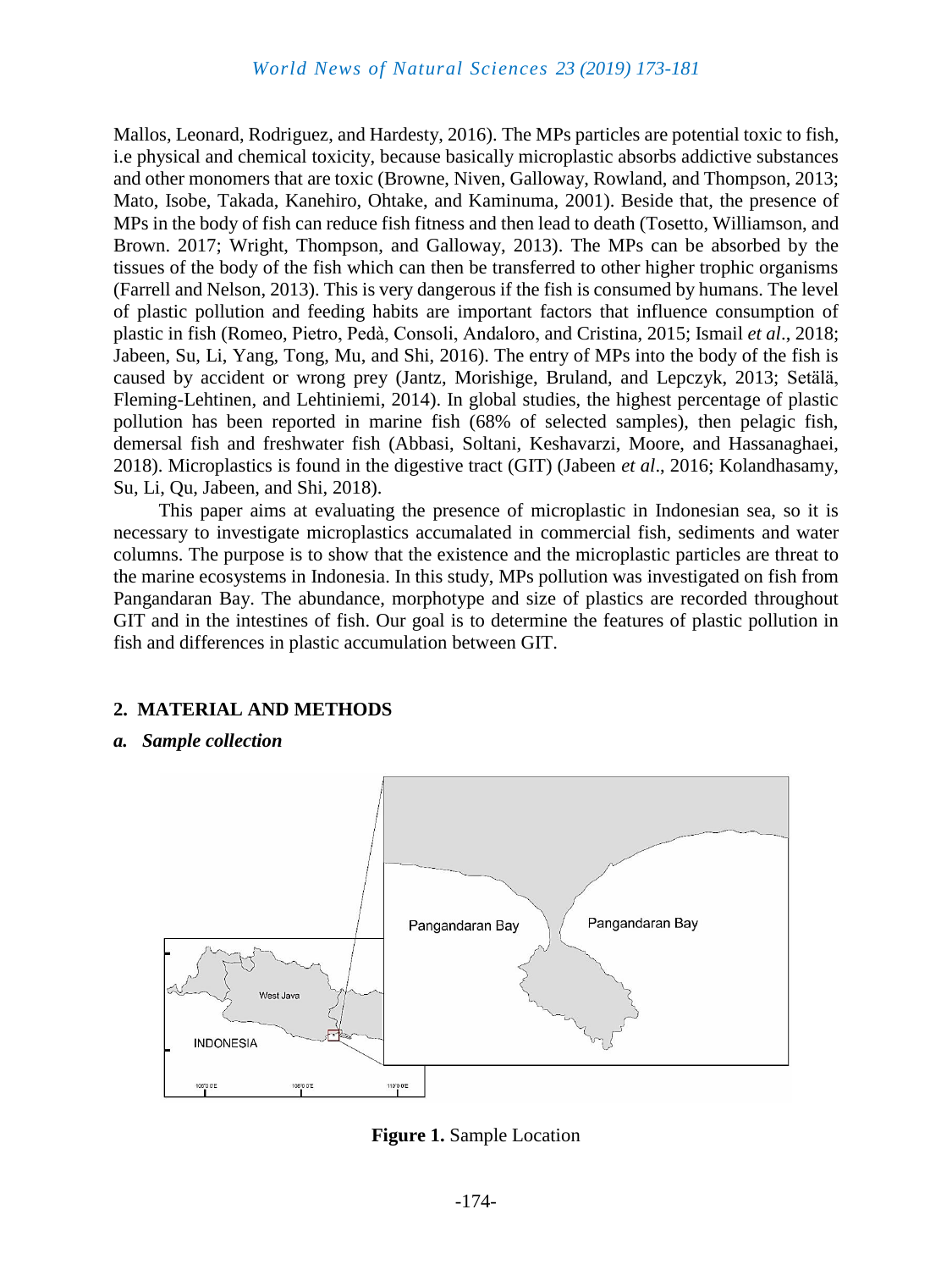Mallos, Leonard, Rodriguez, and Hardesty, 2016). The MPs particles are potential toxic to fish, i.e physical and chemical toxicity, because basically microplastic absorbs addictive substances and other monomers that are toxic (Browne, Niven, Galloway, Rowland, and Thompson, 2013; Mato, Isobe, Takada, Kanehiro, Ohtake, and Kaminuma, 2001). Beside that, the presence of MPs in the body of fish can reduce fish fitness and then lead to death (Tosetto, Williamson, and Brown. 2017; Wright, Thompson, and Galloway, 2013). The MPs can be absorbed by the tissues of the body of the fish which can then be transferred to other higher trophic organisms (Farrell and Nelson, 2013). This is very dangerous if the fish is consumed by humans. The level of plastic pollution and feeding habits are important factors that influence consumption of plastic in fish (Romeo, Pietro, Pedà, Consoli, Andaloro, and Cristina, 2015; Ismail *et al*., 2018; Jabeen, Su, Li, Yang, Tong, Mu, and Shi, 2016). The entry of MPs into the body of the fish is caused by accident or wrong prey (Jantz, Morishige, Bruland, and Lepczyk, 2013; Setälä, Fleming-Lehtinen, and Lehtiniemi, 2014). In global studies, the highest percentage of plastic pollution has been reported in marine fish (68% of selected samples), then pelagic fish, demersal fish and freshwater fish (Abbasi, Soltani, Keshavarzi, Moore, and Hassanaghaei, 2018). Microplastics is found in the digestive tract (GIT) (Jabeen *et al*., 2016; Kolandhasamy, Su, Li, Qu, Jabeen, and Shi, 2018).

This paper aims at evaluating the presence of microplastic in Indonesian sea, so it is necessary to investigate microplastics accumalated in commercial fish, sediments and water columns. The purpose is to show that the existence and the microplastic particles are threat to the marine ecosystems in Indonesia. In this study, MPs pollution was investigated on fish from Pangandaran Bay. The abundance, morphotype and size of plastics are recorded throughout GIT and in the intestines of fish. Our goal is to determine the features of plastic pollution in fish and differences in plastic accumulation between GIT.

## 2. MATERIAL AND METHODS

### *a. Sample collection*

Pangandaran Bay

Pangandaran Bay

West Java

INDONESIA

106°0'0"E

108°0'0"E

110°0'0"E

**Figure 1.** Sample Location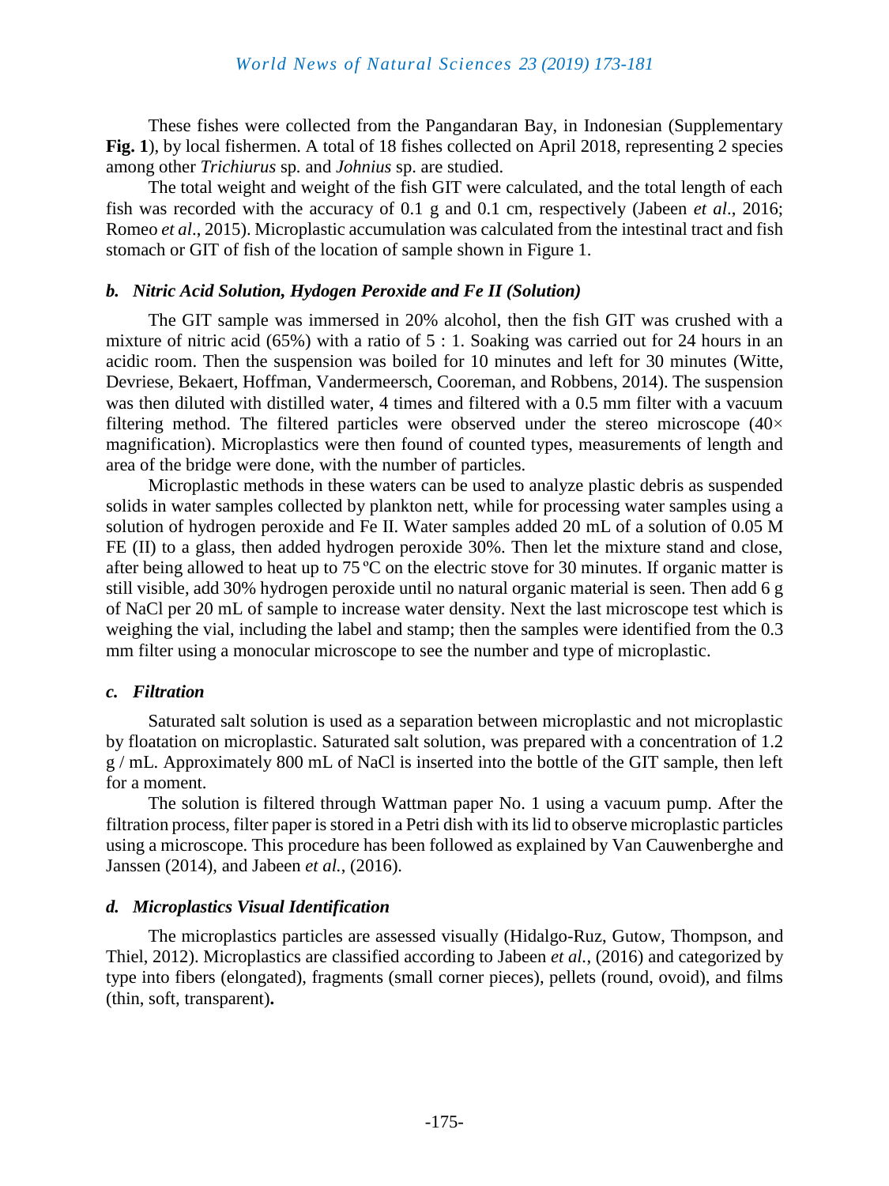These fishes were collected from the Pangandaran Bay, in Indonesian (Supplementary **Fig. 1**), by local fishermen. A total of 18 fishes collected on April 2018, representing 2 species among other *Trichiurus* sp. and *Johnius* sp. are studied.

The total weight and weight of the fish GIT were calculated, and the total length of each fish was recorded with the accuracy of 0.1 g and 0.1 cm, respectively (Jabeen *et al*., 2016; Romeo *et al*., 2015). Microplastic accumulation was calculated from the intestinal tract and fish stomach or GIT of fish of the location of sample shown in Figure 1.

### *b. Nitric Acid Solution, Hydogen Peroxide and Fe II (Solution)*

The GIT sample was immersed in 20% alcohol, then the fish GIT was crushed with a mixture of nitric acid (65%) with a ratio of 5 : 1. Soaking was carried out for 24 hours in an acidic room. Then the suspension was boiled for 10 minutes and left for 30 minutes (Witte, Devriese, Bekaert, Hoffman, Vandermeersch, Cooreman, and Robbens, 2014). The suspension was then diluted with distilled water, 4 times and filtered with a 0.5 mm filter with a vacuum filtering method. The filtered particles were observed under the stereo microscope (40× magnification). Microplastics were then found of counted types, measurements of length and area of the bridge were done, with the number of particles.

Microplastic methods in these waters can be used to analyze plastic debris as suspended solids in water samples collected by plankton nett, while for processing water samples using a solution of hydrogen peroxide and Fe II. Water samples added 20 mL of a solution of 0.05 M FE (II) to a glass, then added hydrogen peroxide 30%. Then let the mixture stand and close, after being allowed to heat up to 75 ºC on the electric stove for 30 minutes. If organic matter is still visible, add 30% hydrogen peroxide until no natural organic material is seen. Then add 6 g of NaCl per 20 mL of sample to increase water density. Next the last microscope test which is weighing the vial, including the label and stamp; then the samples were identified from the 0.3 mm filter using a monocular microscope to see the number and type of microplastic.

### *c. Filtration*

Saturated salt solution is used as a separation between microplastic and not microplastic by floatation on microplastic. Saturated salt solution, was prepared with a concentration of 1.2 g / mL. Approximately 800 mL of NaCl is inserted into the bottle of the GIT sample, then left for a moment.

The solution is filtered through Wattman paper No. 1 using a vacuum pump. After the filtration process, filter paper is stored in a Petri dish with its lid to observe microplastic particles using a microscope. This procedure has been followed as explained by Van Cauwenberghe and Janssen (2014), and Jabeen *et al.*, (2016).

### *d. Microplastics Visual Identification*

The microplastics particles are assessed visually (Hidalgo-Ruz, Gutow, Thompson, and Thiel, 2012). Microplastics are classified according to Jabeen *et al.*, (2016) and categorized by type into fibers (elongated), fragments (small corner pieces), pellets (round, ovoid), and films (thin, soft, transparent)**.**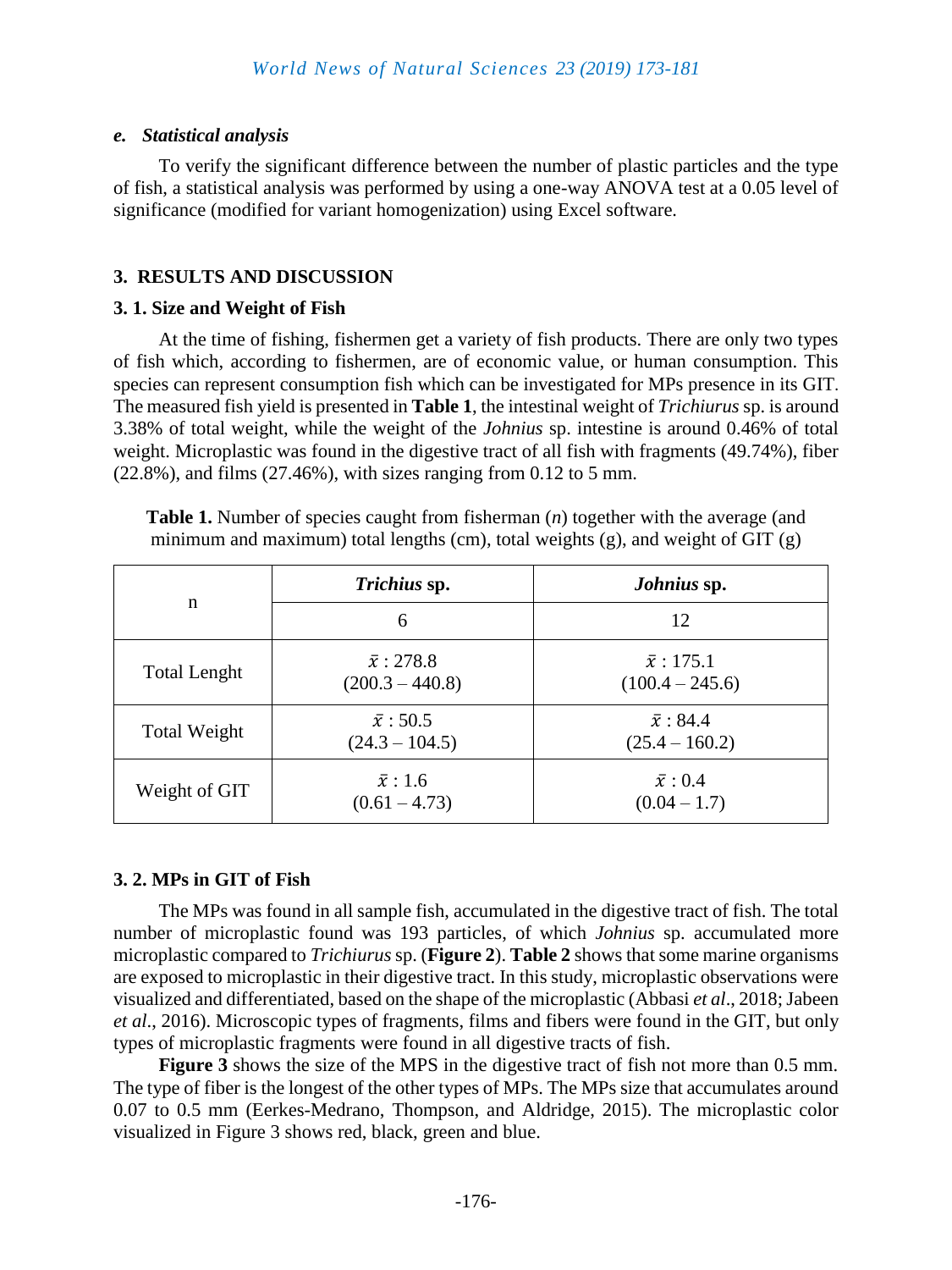### *e. Statistical analysis*

To verify the significant difference between the number of plastic particles and the type of fish, a statistical analysis was performed by using a one-way ANOVA test at a 0.05 level of significance (modified for variant homogenization) using Excel software.

## 3. RESULTS AND DISCUSSION

### 3. 1. Size and Weight of Fish

At the time of fishing, fishermen get a variety of fish products. There are only two types of fish which, according to fishermen, are of economic value, or human consumption. This species can represent consumption fish which can be investigated for MPs presence in its GIT. The measured fish yield is presented in **Table 1**, the intestinal weight of *Trichiurus* sp. is around 3.38% of total weight, while the weight of the *Johnius* sp. intestine is around 0.46% of total weight. Microplastic was found in the digestive tract of all fish with fragments (49.74%), fiber (22.8%), and films (27.46%), with sizes ranging from 0.12 to 5 mm.

**Table 1.** Number of species caught from fisherman (*n*) together with the average (and minimum and maximum) total lengths (cm), total weights (g), and weight of GIT (g)

| n | ***Trichius* sp.** | ***Johnius* sp.** |
|---|---|---|
| | 6 | 12 |
| Total Lenght | $\bar{x}$ : 278.8 (200.3 – 440.8) | $\bar{x}$ : 175.1 (100.4 – 245.6) |
| Total Weight | $\bar{x}$ : 50.5 (24.3 – 104.5) | $\bar{x}$ : 84.4 (25.4 – 160.2) |
| Weight of GIT | $\bar{x}$ : 1.6 (0.61 – 4.73) | $\bar{x}$ : 0.4 (0.04 – 1.7) |

### 3. 2. MPs in GIT of Fish

The MPs was found in all sample fish, accumulated in the digestive tract of fish. The total number of microplastic found was 193 particles, of which *Johnius* sp. accumulated more microplastic compared to *Trichiurus* sp. (**Figure 2**). **Table 2** shows that some marine organisms are exposed to microplastic in their digestive tract. In this study, microplastic observations were visualized and differentiated, based on the shape of the microplastic (Abbasi *et al*., 2018; Jabeen *et al*., 2016). Microscopic types of fragments, films and fibers were found in the GIT, but only types of microplastic fragments were found in all digestive tracts of fish.

**Figure 3** shows the size of the MPS in the digestive tract of fish not more than 0.5 mm. The type of fiber is the longest of the other types of MPs. The MPs size that accumulates around 0.07 to 0.5 mm (Eerkes-Medrano, Thompson, and Aldridge, 2015). The microplastic color visualized in Figure 3 shows red, black, green and blue.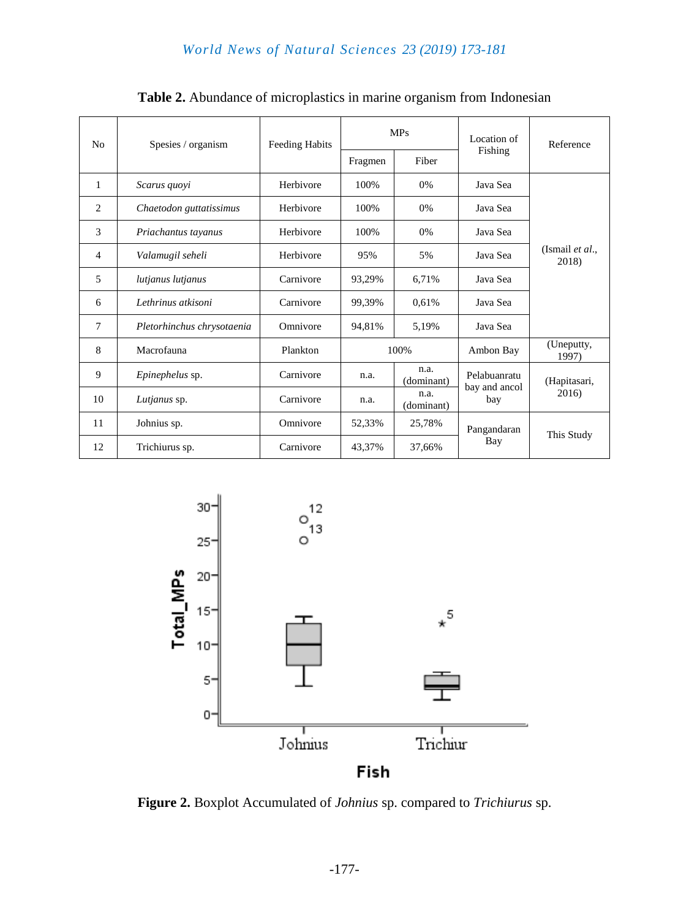**Table 2.** Abundance of microplastics in marine organism from Indonesian

| No | Spesies / organism | Feeding Habits | MPs | | Location of Fishing | Reference |
|---|---|---|---|---|---|---|
| | | | Fragmen | Fiber | | |
| 1 | *Scarus quoyi* | Herbivore | 100% | 0% | Java Sea | (Ismail *et al.*, 2018) |
| 2 | *Chaetodon guttatissimus* | Herbivore | 100% | 0% | Java Sea | |
| 3 | *Priachantus tayanus* | Herbivore | 100% | 0% | Java Sea | |
| 4 | *Valamugil seheli* | Herbivore | 95% | 5% | Java Sea | |
| 5 | *lutjanus lutjanus* | Carnivore | 93,29% | 6,71% | Java Sea | |
| 6 | *Lethrinus atkisoni* | Carnivore | 99,39% | 0,61% | Java Sea | |
| 7 | *Pletorhinchus chrysotaenia* | Omnivore | 94,81% | 5,19% | Java Sea | |
| 8 | Macrofauna | Plankton | 100% | | Ambon Bay | (Uneputty, 1997) |
| 9 | *Epinephelus* sp. | Carnivore | n.a. | n.a. (dominant) | Pelabuanratu bay and ancol bay | (Hapitasari, 2016) |
| 10 | *Lutjanus* sp. | Carnivore | n.a. | n.a. (dominant) | | |
| 11 | Johnius sp. | Omnivore | 52,33% | 25,78% | Pangandaran Bay | This Study |
| 12 | Trichiurus sp. | Carnivore | 43,37% | 37,66% | | |

**Figure 2.** Boxplot Accumulated of *Johnius* sp. compared to *Trichiurus* sp.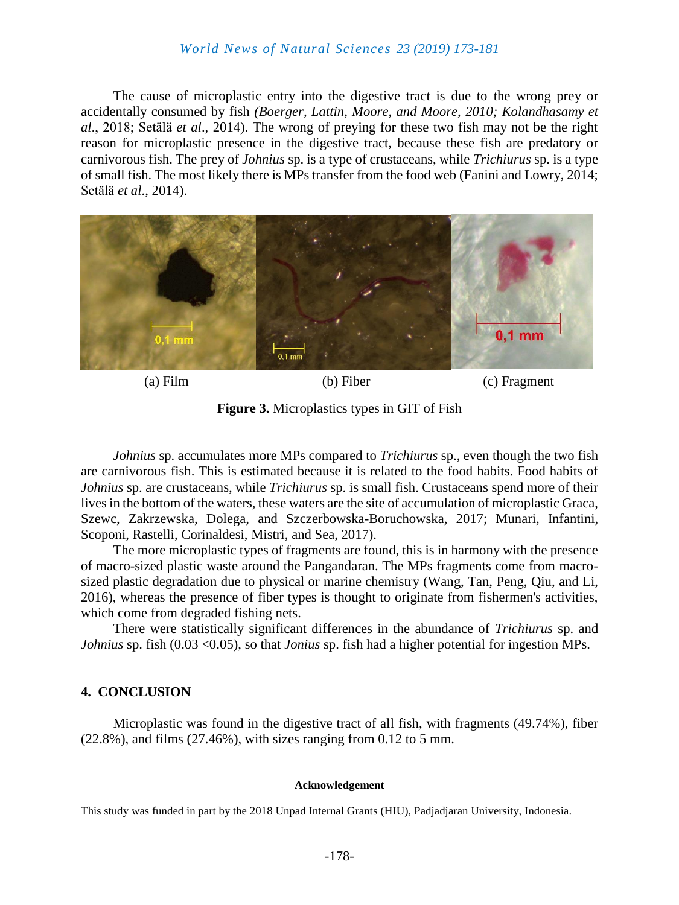The cause of microplastic entry into the digestive tract is due to the wrong prey or accidentally consumed by fish *(Boerger, Lattin, Moore, and Moore, 2010; Kolandhasamy et al*., 2018; Setälä *et al*., 2014). The wrong of preying for these two fish may not be the right reason for microplastic presence in the digestive tract, because these fish are predatory or carnivorous fish. The prey of *Johnius* sp. is a type of crustaceans, while *Trichiurus* sp. is a type of small fish. The most likely there is MPs transfer from the food web (Fanini and Lowry, 2014; Setälä *et al*., 2014).

0,1 mm

0,1 mm

0,1 mm

(a) Film (b) Fiber (c) Fragment

**Figure 3.** Microplastics types in GIT of Fish

*Johnius* sp. accumulates more MPs compared to *Trichiurus* sp., even though the two fish are carnivorous fish. This is estimated because it is related to the food habits. Food habits of *Johnius* sp. are crustaceans, while *Trichiurus* sp. is small fish. Crustaceans spend more of their lives in the bottom of the waters, these waters are the site of accumulation of microplastic Graca, Szewc, Zakrzewska, Dolega, and Szczerbowska-Boruchowska, 2017; Munari, Infantini, Scoponi, Rastelli, Corinaldesi, Mistri, and Sea, 2017).

The more microplastic types of fragments are found, this is in harmony with the presence of macro-sized plastic waste around the Pangandaran. The MPs fragments come from macro-sized plastic degradation due to physical or marine chemistry (Wang, Tan, Peng, Qiu, and Li, 2016), whereas the presence of fiber types is thought to originate from fishermen's activities, which come from degraded fishing nets.

There were statistically significant differences in the abundance of *Trichiurus* sp. and *Johnius* sp. fish (0.03 <0.05), so that *Jonius* sp. fish had a higher potential for ingestion MPs.

## 4. CONCLUSION

Microplastic was found in the digestive tract of all fish, with fragments (49.74%), fiber (22.8%), and films (27.46%), with sizes ranging from 0.12 to 5 mm.

#### Acknowledgement

This study was funded in part by the 2018 Unpad Internal Grants (HIU), Padjadjaran University, Indonesia.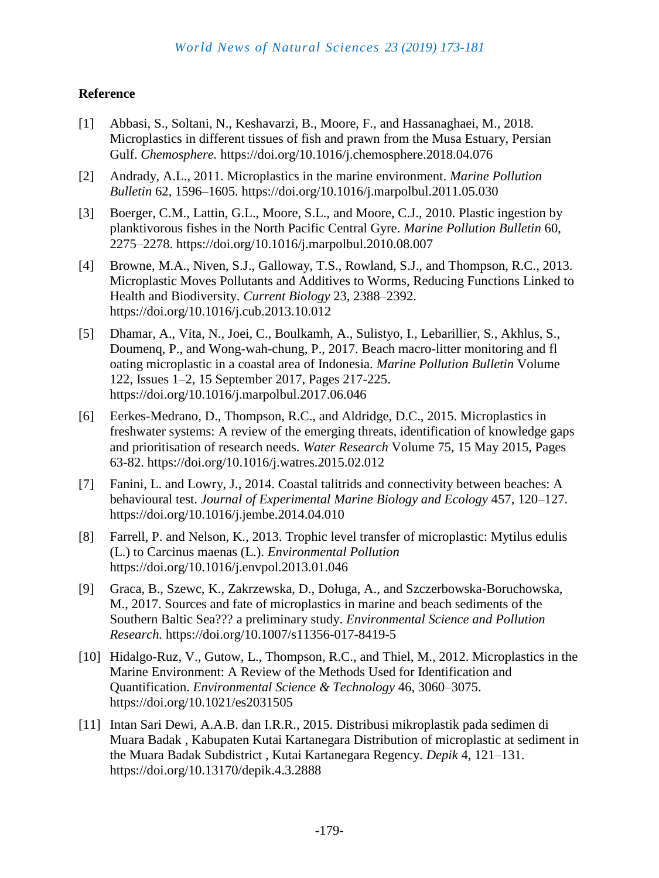## Reference

[1] Abbasi, S., Soltani, N., Keshavarzi, B., Moore, F., and Hassanaghaei, M., 2018. Microplastics in different tissues of fish and prawn from the Musa Estuary, Persian Gulf. *Chemosphere.* https://doi.org/10.1016/j.chemosphere.2018.04.076

[2] Andrady, A.L., 2011. Microplastics in the marine environment. *Marine Pollution Bulletin* 62, 1596–1605. https://doi.org/10.1016/j.marpolbul.2011.05.030

[3] Boerger, C.M., Lattin, G.L., Moore, S.L., and Moore, C.J., 2010. Plastic ingestion by planktivorous fishes in the North Pacific Central Gyre. *Marine Pollution Bulletin* 60, 2275–2278. https://doi.org/10.1016/j.marpolbul.2010.08.007

[4] Browne, M.A., Niven, S.J., Galloway, T.S., Rowland, S.J., and Thompson, R.C., 2013. Microplastic Moves Pollutants and Additives to Worms, Reducing Functions Linked to Health and Biodiversity. *Current Biology* 23, 2388–2392. https://doi.org/10.1016/j.cub.2013.10.012

[5] Dhamar, A., Vita, N., Joei, C., Boulkamh, A., Sulistyo, I., Lebarillier, S., Akhlus, S., Doumenq, P., and Wong-wah-chung, P., 2017. Beach macro-litter monitoring and fl oating microplastic in a coastal area of Indonesia. *Marine Pollution Bulletin* Volume 122, Issues 1–2, 15 September 2017, Pages 217-225. https://doi.org/10.1016/j.marpolbul.2017.06.046

[6] Eerkes-Medrano, D., Thompson, R.C., and Aldridge, D.C., 2015. Microplastics in freshwater systems: A review of the emerging threats, identification of knowledge gaps and prioritisation of research needs. *Water Research* Volume 75, 15 May 2015, Pages 63-82. https://doi.org/10.1016/j.watres.2015.02.012

[7] Fanini, L. and Lowry, J., 2014. Coastal talitrids and connectivity between beaches: A behavioural test. *Journal of Experimental Marine Biology and Ecology* 457, 120–127. https://doi.org/10.1016/j.jembe.2014.04.010

[8] Farrell, P. and Nelson, K., 2013. Trophic level transfer of microplastic: Mytilus edulis (L.) to Carcinus maenas (L.). *Environmental Pollution* https://doi.org/10.1016/j.envpol.2013.01.046

[9] Graca, B., Szewc, K., Zakrzewska, D., Doługa, A., and Szczerbowska-Boruchowska, M., 2017. Sources and fate of microplastics in marine and beach sediments of the Southern Baltic Sea??? a preliminary study. *Environmental Science and Pollution Research.* https://doi.org/10.1007/s11356-017-8419-5

[10] Hidalgo-Ruz, V., Gutow, L., Thompson, R.C., and Thiel, M., 2012. Microplastics in the Marine Environment: A Review of the Methods Used for Identification and Quantification. *Environmental Science & Technology* 46, 3060–3075. https://doi.org/10.1021/es2031505

[11] Intan Sari Dewi, A.A.B. dan I.R.R., 2015. Distribusi mikroplastik pada sedimen di Muara Badak , Kabupaten Kutai Kartanegara Distribution of microplastic at sediment in the Muara Badak Subdistrict , Kutai Kartanegara Regency. *Depik* 4, 121–131. https://doi.org/10.13170/depik.4.3.2888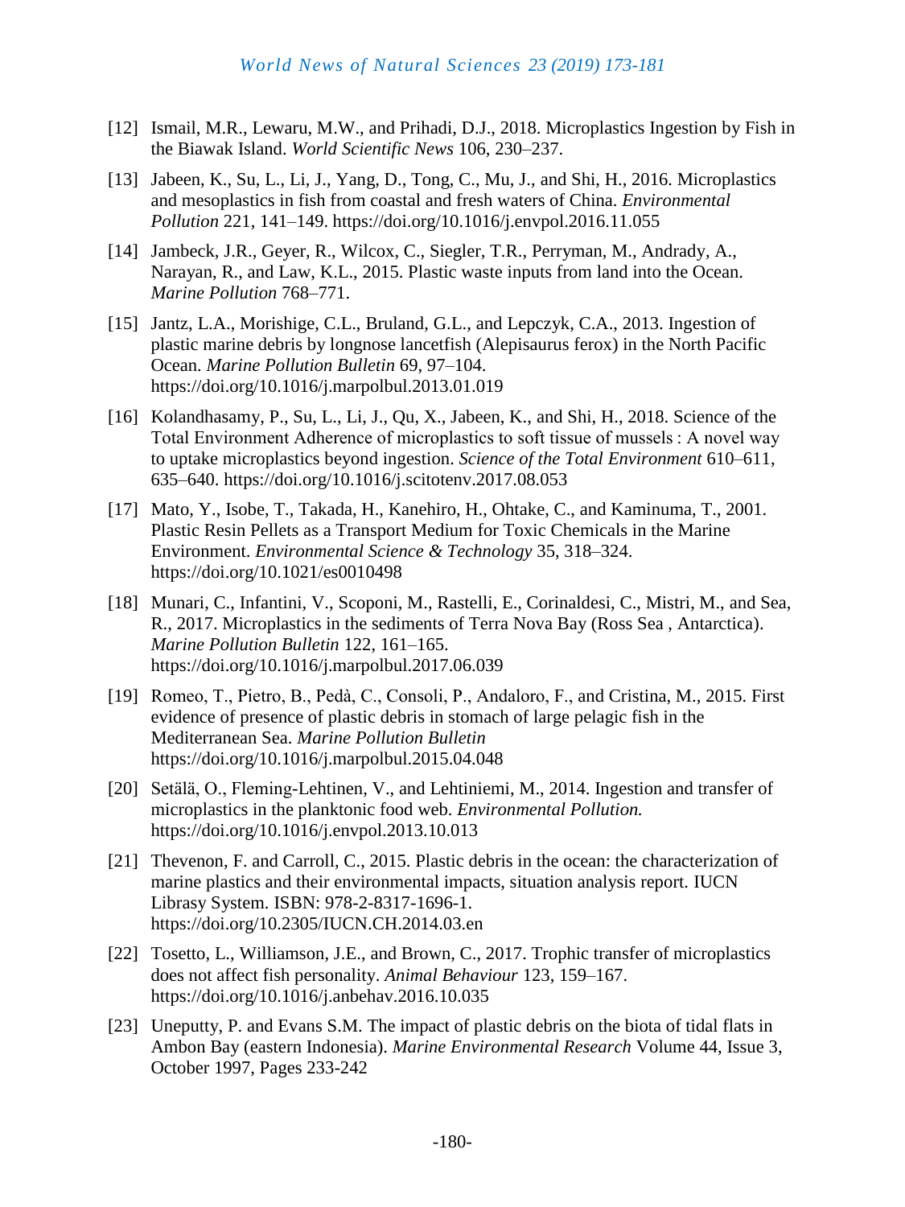[12] Ismail, M.R., Lewaru, M.W., and Prihadi, D.J., 2018. Microplastics Ingestion by Fish in the Biawak Island. *World Scientific News* 106, 230–237.

[13] Jabeen, K., Su, L., Li, J., Yang, D., Tong, C., Mu, J., and Shi, H., 2016. Microplastics and mesoplastics in fish from coastal and fresh waters of China. *Environmental Pollution* 221, 141–149. https://doi.org/10.1016/j.envpol.2016.11.055

[14] Jambeck, J.R., Geyer, R., Wilcox, C., Siegler, T.R., Perryman, M., Andrady, A., Narayan, R., and Law, K.L., 2015. Plastic waste inputs from land into the Ocean. *Marine Pollution* 768–771.

[15] Jantz, L.A., Morishige, C.L., Bruland, G.L., and Lepczyk, C.A., 2013. Ingestion of plastic marine debris by longnose lancetfish (Alepisaurus ferox) in the North Pacific Ocean. *Marine Pollution Bulletin* 69, 97–104. https://doi.org/10.1016/j.marpolbul.2013.01.019

[16] Kolandhasamy, P., Su, L., Li, J., Qu, X., Jabeen, K., and Shi, H., 2018. Science of the Total Environment Adherence of microplastics to soft tissue of mussels : A novel way to uptake microplastics beyond ingestion. *Science of the Total Environment* 610–611, 635–640. https://doi.org/10.1016/j.scitotenv.2017.08.053

[17] Mato, Y., Isobe, T., Takada, H., Kanehiro, H., Ohtake, C., and Kaminuma, T., 2001. Plastic Resin Pellets as a Transport Medium for Toxic Chemicals in the Marine Environment. *Environmental Science & Technology* 35, 318–324. https://doi.org/10.1021/es0010498

[18] Munari, C., Infantini, V., Scoponi, M., Rastelli, E., Corinaldesi, C., Mistri, M., and Sea, R., 2017. Microplastics in the sediments of Terra Nova Bay (Ross Sea , Antarctica). *Marine Pollution Bulletin* 122, 161–165. https://doi.org/10.1016/j.marpolbul.2017.06.039

[19] Romeo, T., Pietro, B., Pedà, C., Consoli, P., Andaloro, F., and Cristina, M., 2015. First evidence of presence of plastic debris in stomach of large pelagic fish in the Mediterranean Sea. *Marine Pollution Bulletin* https://doi.org/10.1016/j.marpolbul.2015.04.048

[20] Setälä, O., Fleming-Lehtinen, V., and Lehtiniemi, M., 2014. Ingestion and transfer of microplastics in the planktonic food web. *Environmental Pollution.* https://doi.org/10.1016/j.envpol.2013.10.013

[21] Thevenon, F. and Carroll, C., 2015. Plastic debris in the ocean: the characterization of marine plastics and their environmental impacts, situation analysis report. IUCN Librasy System. ISBN: 978-2-8317-1696-1. https://doi.org/10.2305/IUCN.CH.2014.03.en

[22] Tosetto, L., Williamson, J.E., and Brown, C., 2017. Trophic transfer of microplastics does not affect fish personality. *Animal Behaviour* 123, 159–167. https://doi.org/10.1016/j.anbehav.2016.10.035

[23] Uneputty, P. and Evans S.M. The impact of plastic debris on the biota of tidal flats in Ambon Bay (eastern Indonesia). *Marine Environmental Research* Volume 44, Issue 3, October 1997, Pages 233-242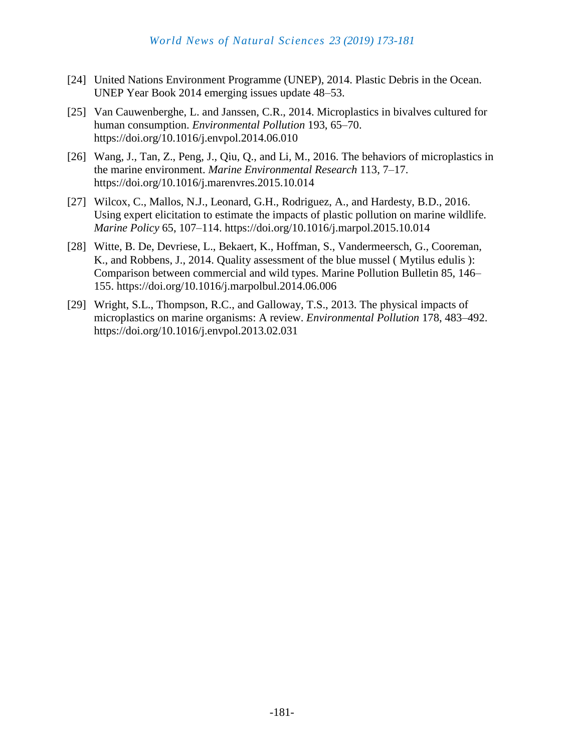[24] United Nations Environment Programme (UNEP), 2014. Plastic Debris in the Ocean. UNEP Year Book 2014 emerging issues update 48–53.

[25] Van Cauwenberghe, L. and Janssen, C.R., 2014. Microplastics in bivalves cultured for human consumption. *Environmental Pollution* 193, 65–70. https://doi.org/10.1016/j.envpol.2014.06.010

[26] Wang, J., Tan, Z., Peng, J., Qiu, Q., and Li, M., 2016. The behaviors of microplastics in the marine environment. *Marine Environmental Research* 113, 7–17. https://doi.org/10.1016/j.marenvres.2015.10.014

[27] Wilcox, C., Mallos, N.J., Leonard, G.H., Rodriguez, A., and Hardesty, B.D., 2016. Using expert elicitation to estimate the impacts of plastic pollution on marine wildlife. *Marine Policy* 65, 107–114. https://doi.org/10.1016/j.marpol.2015.10.014

[28] Witte, B. De, Devriese, L., Bekaert, K., Hoffman, S., Vandermeersch, G., Cooreman, K., and Robbens, J., 2014. Quality assessment of the blue mussel ( Mytilus edulis ): Comparison between commercial and wild types. Marine Pollution Bulletin 85, 146–155. https://doi.org/10.1016/j.marpolbul.2014.06.006

[29] Wright, S.L., Thompson, R.C., and Galloway, T.S., 2013. The physical impacts of microplastics on marine organisms: A review. *Environmental Pollution* 178, 483–492. https://doi.org/10.1016/j.envpol.2013.02.031